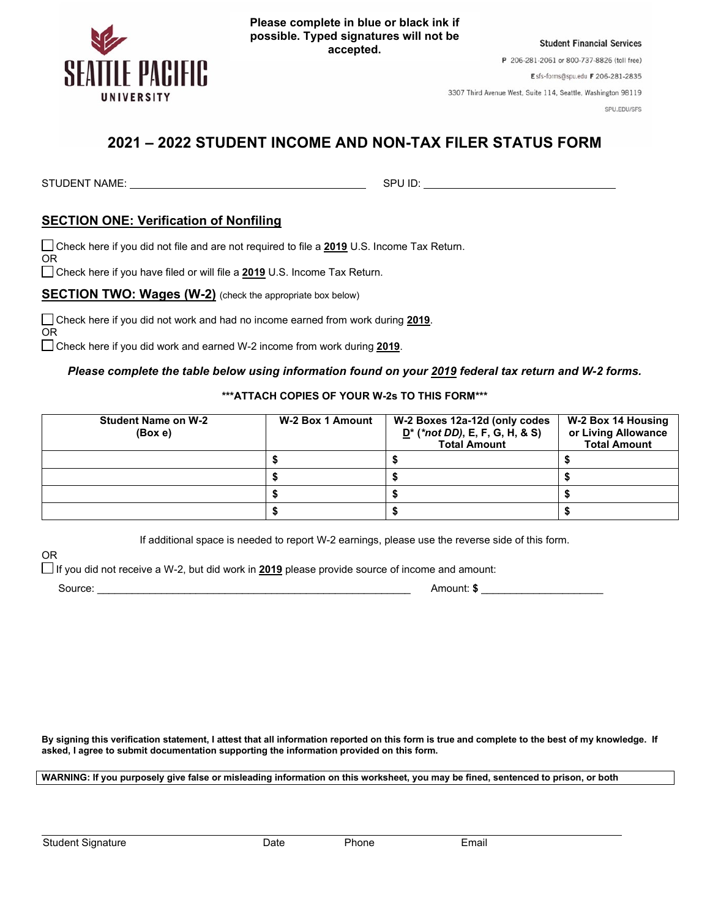Please complete in blue or black ink if possible. Typed signatures will not be accepted.

**Seattle Pacific University**

Student Financial Services
P 206-281-2061 or 800-737-8826 (toll free)
E sfs-forms@spu.edu F 206-281-2835
3307 Third Avenue West, Suite 114, Seattle, Washington 98119
SPU.EDU/SFS

# 2021 – 2022 STUDENT INCOME AND NON-TAX FILER STATUS FORM

STUDENT NAME: ______________________________ SPU ID: ______________________________

## SECTION ONE: Verification of Nonfiling

☐ Check here if you did not file and are not required to file a **2019** U.S. Income Tax Return.
OR
☐ Check here if you have filed or will file a **2019** U.S. Income Tax Return.

## SECTION TWO: Wages (W-2) (check the appropriate box below)

☐ Check here if you did not work and had no income earned from work during **2019**.
OR
☐ Check here if you did work and earned W-2 income from work during **2019**.

***Please complete the table below using information found on your 2019 federal tax return and W-2 forms.***

**\*\*\*ATTACH COPIES OF YOUR W-2s TO THIS FORM\*\*\***

| Student Name on W-2 (Box e) | W-2 Box 1 Amount | W-2 Boxes 12a-12d (only codes D* (*not DD), E, F, G, H, & S) Total Amount | W-2 Box 14 Housing or Living Allowance Total Amount |
|---|---|---|---|
| | $ | $ | $ |
| | $ | $ | $ |
| | $ | $ | $ |
| | $ | $ | $ |

If additional space is needed to report W-2 earnings, please use the reverse side of this form.

OR
☐ If you did not receive a W-2, but did work in **2019** please provide source of income and amount:

Source: ______________________________ Amount: **$** ____________________

**By signing this verification statement, I attest that all information reported on this form is true and complete to the best of my knowledge. If asked, I agree to submit documentation supporting the information provided on this form.**

**WARNING: If you purposely give false or misleading information on this worksheet, you may be fined, sentenced to prison, or both**

Student Signature Date Phone Email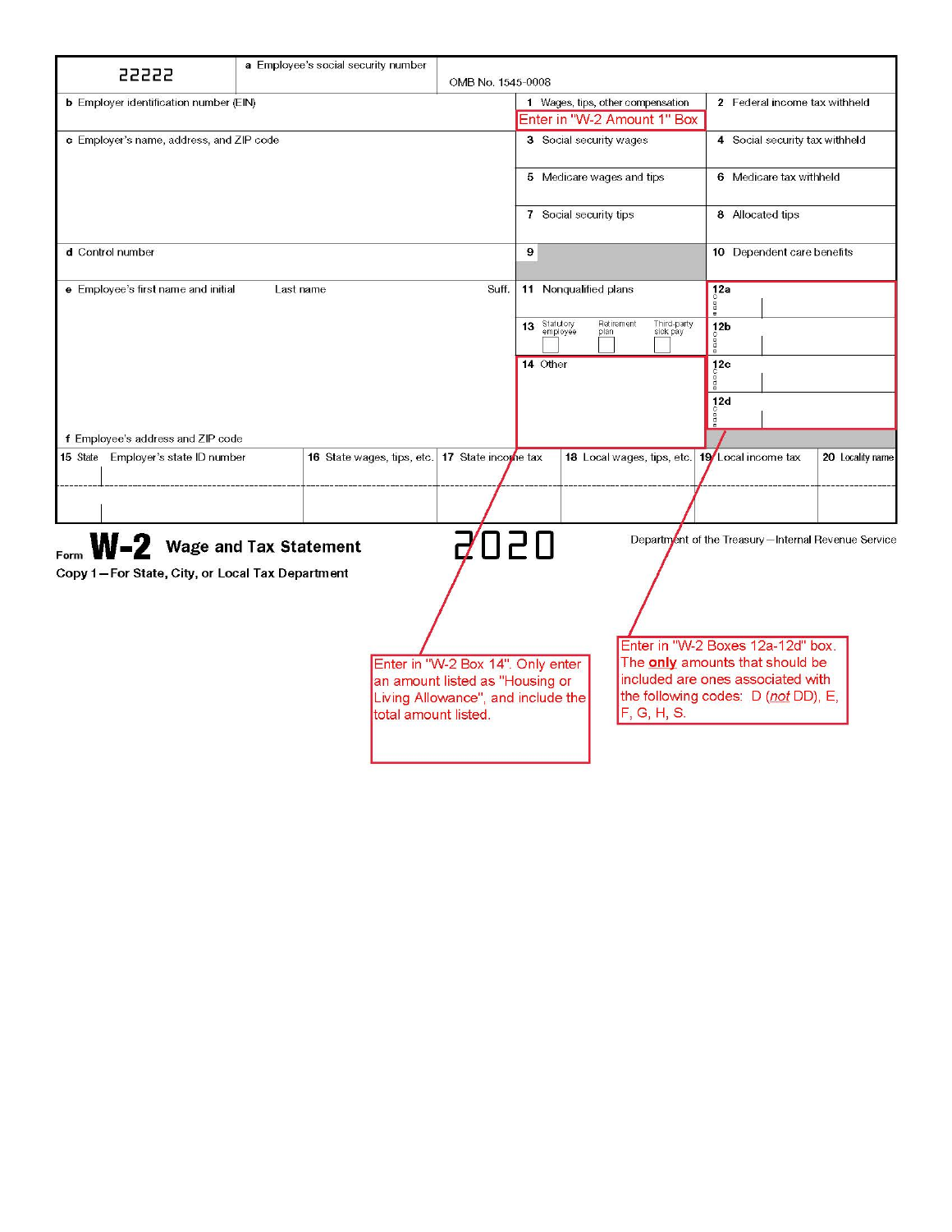22222

a Employee's social security number

OMB No. 1545-0008

| | | |
|---|---|---|
| b Employer identification number (EIN) | 1 Wages, tips, other compensation<br>Enter in "W-2 Amount 1" Box | 2 Federal income tax withheld |
| c Employer's name, address, and ZIP code | 3 Social security wages | 4 Social security tax withheld |
| | 5 Medicare wages and tips | 6 Medicare tax withheld |
| | 7 Social security tips | 8 Allocated tips |
| d Control number | 9 | 10 Dependent care benefits |
| e Employee's first name and initial / Last name / Suff. | 11 Nonqualified plans | 12a Code |
| | 13 Statutory employee / Retirement plan / Third-party sick pay | 12b Code |
| | 14 Other | 12c Code |
| | | 12d Code |
| f Employee's address and ZIP code | | |

| 15 State | Employer's state ID number | 16 State wages, tips, etc. | 17 State income tax | 18 Local wages, tips, etc. | 19 Local income tax | 20 Locality name |
|---|---|---|---|---|---|---|
| | | | | | | |
| | | | | | | |

Form **W-2** **Wage and Tax Statement** 2020

Department of the Treasury—Internal Revenue Service

**Copy 1—For State, City, or Local Tax Department**

Enter in "W-2 Box 14". Only enter an amount listed as "Housing or Living Allowance", and include the total amount listed.

Enter in "W-2 Boxes 12a-12d" box. The **only** amounts that should be included are ones associated with the following codes: D (*not* DD), E, F, G, H, S.